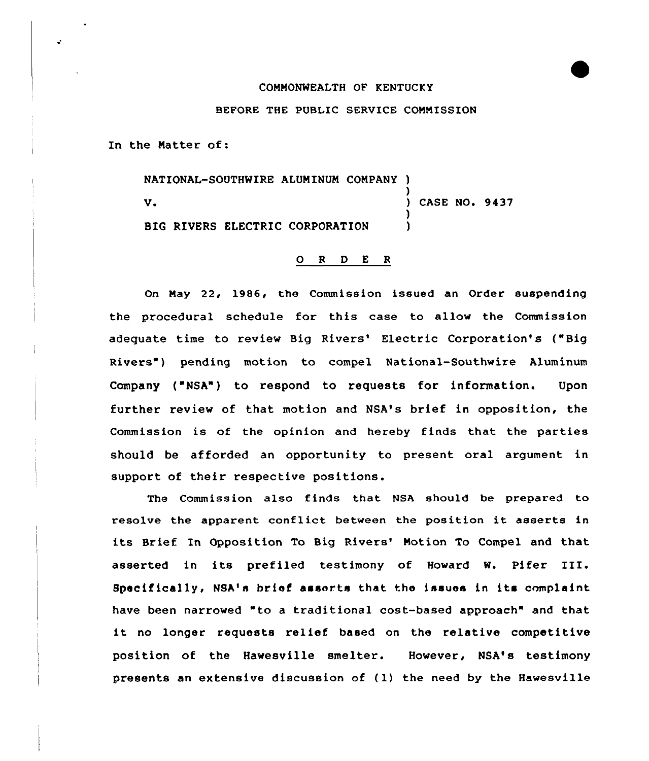COMMONWEALTH OF KENTUCKY

BEFORE THE PUBLIC SERVICE COMMISSION

In the Matter of:

NATIONAL-SOUTHWIRE ALUMINUM COMPANY )
)
V. ) CASE NO. 9437
)
BIG RIVERS ELECTRIC CORPORATION )

## O R D E R

On May 22, 1986, the Commission issued an Order suspending the procedural schedule for this case to allow the Commission adequate time to review Big Rivers' Electric Corporation's ("Big Rivers") pending motion to compel National-Southwire Aluminum Company ("NSA") to respond to requests for information. Upon further review of that motion and NSA's brief in opposition, the Commission is of the opinion and hereby finds that the parties should be afforded an opportunity to present oral argument in support of their respective positions.

The Commission also finds that NSA should be prepared to resolve the apparent conflict between the position it asserts in its Brief In Opposition To Big Rivers' Motion To Compel and that asserted in its prefiled testimony of Howard W. Pifer III. Specifically, NSA's brief asserts that the issues in its complaint have been narrowed "to a traditional cost-based approach" and that it no longer requests relief based on the relative competitive position of the Hawesville smelter. However, NSA's testimony presents an extensive discussion of (1) the need by the Hawesville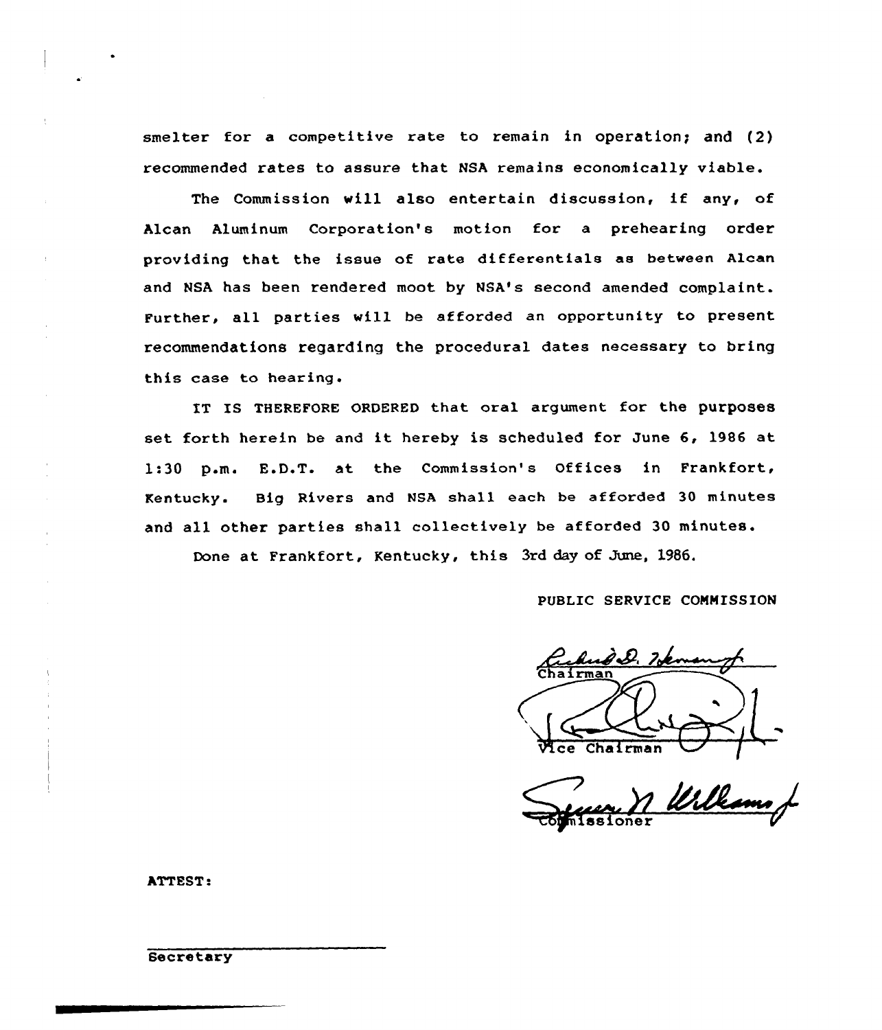smelter for a competitive rate to remain in operation; and (2) recommended rates to assure that NSA remains economically viable.

The Commission will also entertain discussion, if any, of Alcan Aluminum Corporation's motion for a prehearing order providing that the issue of rate differentials as between Alcan and NSA has been rendered moot by NSA's second amended complaint. Further, all parties will be afforded an opportunity to present recommendations regarding the procedural dates necessary to bring this case to hearing.

IT IS THEREFORE ORDERED that oral argument for the purposes set forth herein be and it hereby is scheduled for June 6, 1986 at 1:30 p.m. E.D.T. at the Commission's Offices in Frankfort, Kentucky. Big Rivers and NSA shall each be afforded 30 minutes and all other parties shall collectively be afforded 30 minutes.

Done at Frankfort, Kentucky, this 3rd day of June, 1986.

PUBLIC SERVICE COMMISSION

Chairman

Vice Chairman

Commissioner

ATTEST:

Secretary